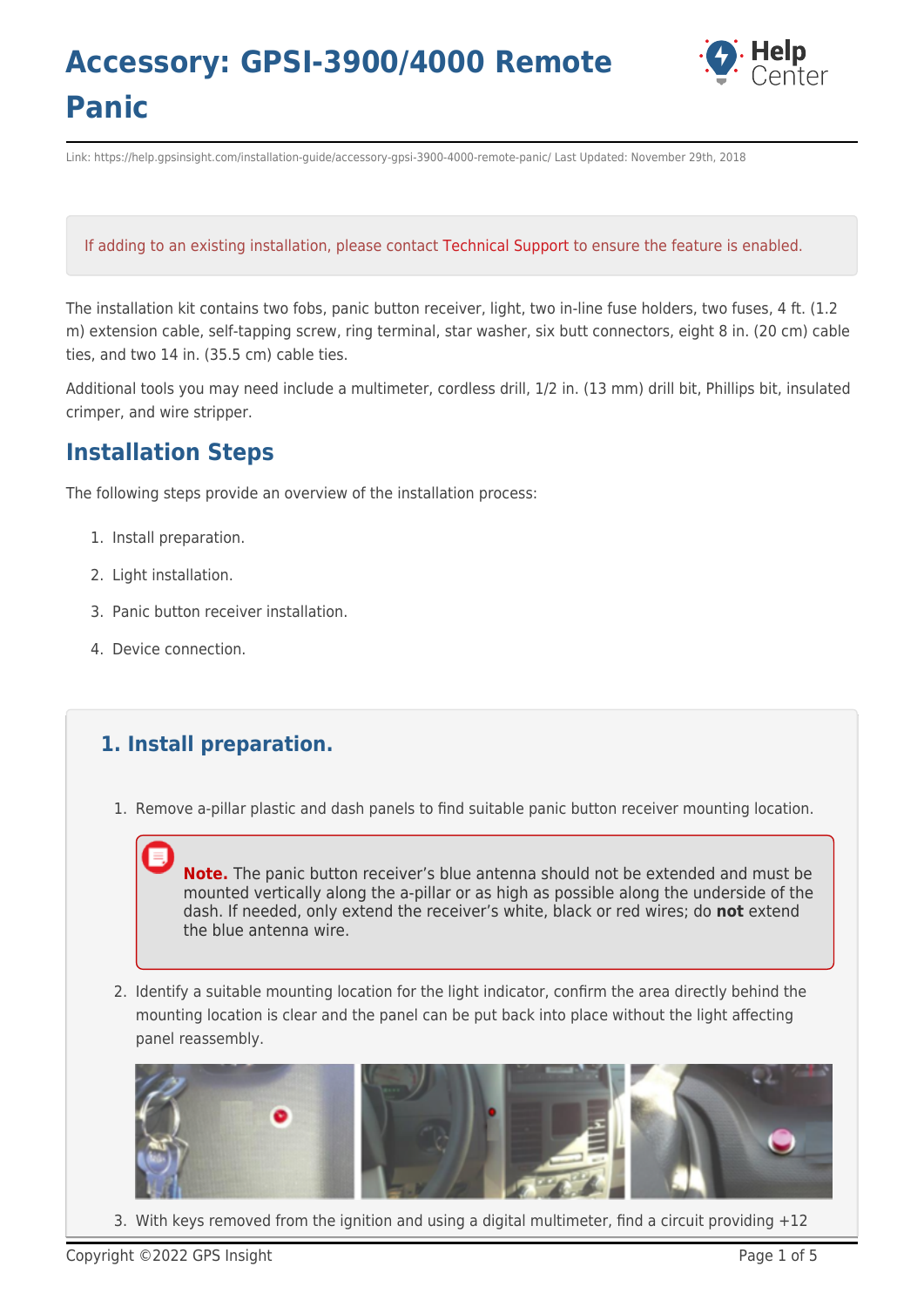# Accessory: GPSI-3900/4000 Remote Panic

Link: https://help.gpsinsight.com/installation-guide/accessory-gpsi-3900-4000-remote-panic/ Last Updated: November 29th, 2018

If adding to an existing installation, please contact Technical Support to ensure the feature is enabled.

The installation kit contains two fobs, panic button receiver, light, two in-line fuse holders, two fuses, 4 ft. (1.2 m) extension cable, self-tapping screw, ring terminal, star washer, six butt connectors, eight 8 in. (20 cm) cable ties, and two 14 in. (35.5 cm) cable ties.

Additional tools you may need include a multimeter, cordless drill, 1/2 in. (13 mm) drill bit, Phillips bit, insulated crimper, and wire stripper.

## Installation Steps

The following steps provide an overview of the installation process:

1. Install preparation.
2. Light installation.
3. Panic button receiver installation.
4. Device connection.

### 1. Install preparation.

1. Remove a-pillar plastic and dash panels to find suitable panic button receiver mounting location.

   **Note.** The panic button receiver's blue antenna should not be extended and must be mounted vertically along the a-pillar or as high as possible along the underside of the dash. If needed, only extend the receiver's white, black or red wires; do **not** extend the blue antenna wire.

2. Identify a suitable mounting location for the light indicator, confirm the area directly behind the mounting location is clear and the panel can be put back into place without the light affecting panel reassembly.

3. With keys removed from the ignition and using a digital multimeter, find a circuit providing +12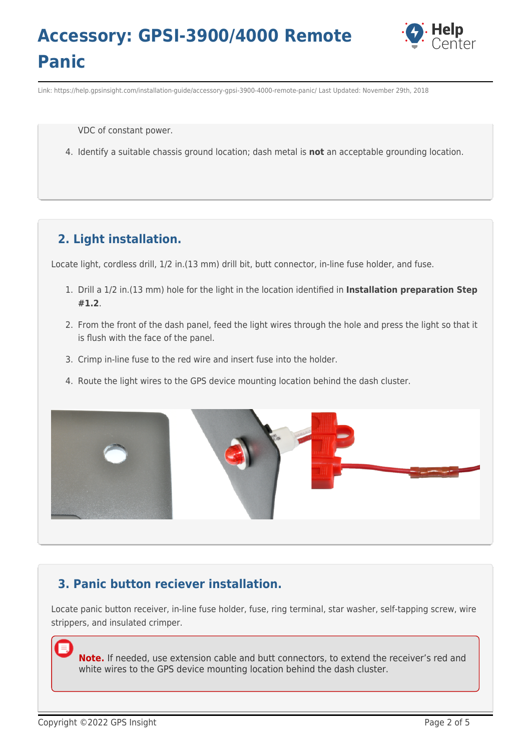VDC of constant power.

4. Identify a suitable chassis ground location; dash metal is **not** an acceptable grounding location.

## 2. Light installation.

Locate light, cordless drill, 1/2 in.(13 mm) drill bit, butt connector, in-line fuse holder, and fuse.

1. Drill a 1/2 in.(13 mm) hole for the light in the location identified in **Installation preparation Step #1.2**.
2. From the front of the dash panel, feed the light wires through the hole and press the light so that it is flush with the face of the panel.
3. Crimp in-line fuse to the red wire and insert fuse into the holder.
4. Route the light wires to the GPS device mounting location behind the dash cluster.

## 3. Panic button reciever installation.

Locate panic button receiver, in-line fuse holder, fuse, ring terminal, star washer, self-tapping screw, wire strippers, and insulated crimper.

> **Note.** If needed, use extension cable and butt connectors, to extend the receiver's red and white wires to the GPS device mounting location behind the dash cluster.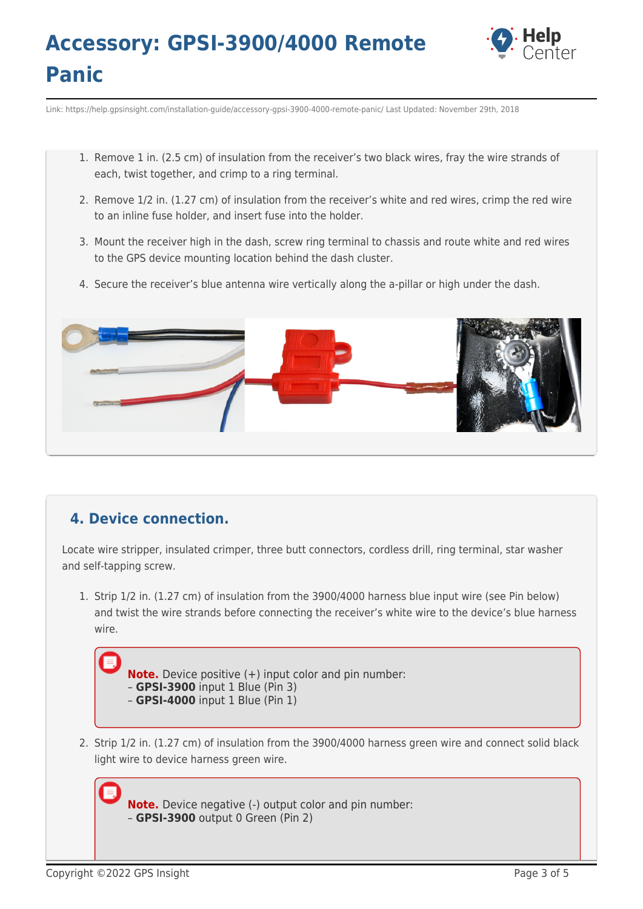1. Remove 1 in. (2.5 cm) of insulation from the receiver's two black wires, fray the wire strands of each, twist together, and crimp to a ring terminal.
2. Remove 1/2 in. (1.27 cm) of insulation from the receiver's white and red wires, crimp the red wire to an inline fuse holder, and insert fuse into the holder.
3. Mount the receiver high in the dash, screw ring terminal to chassis and route white and red wires to the GPS device mounting location behind the dash cluster.
4. Secure the receiver's blue antenna wire vertically along the a-pillar or high under the dash.

## 4. Device connection.

Locate wire stripper, insulated crimper, three butt connectors, cordless drill, ring terminal, star washer and self-tapping screw.

1. Strip 1/2 in. (1.27 cm) of insulation from the 3900/4000 harness blue input wire (see Pin below) and twist the wire strands before connecting the receiver's white wire to the device's blue harness wire.

   **Note.** Device positive (+) input color and pin number:
   – **GPSI-3900** input 1 Blue (Pin 3)
   – **GPSI-4000** input 1 Blue (Pin 1)

2. Strip 1/2 in. (1.27 cm) of insulation from the 3900/4000 harness green wire and connect solid black light wire to device harness green wire.

   **Note.** Device negative (-) output color and pin number:
   – **GPSI-3900** output 0 Green (Pin 2)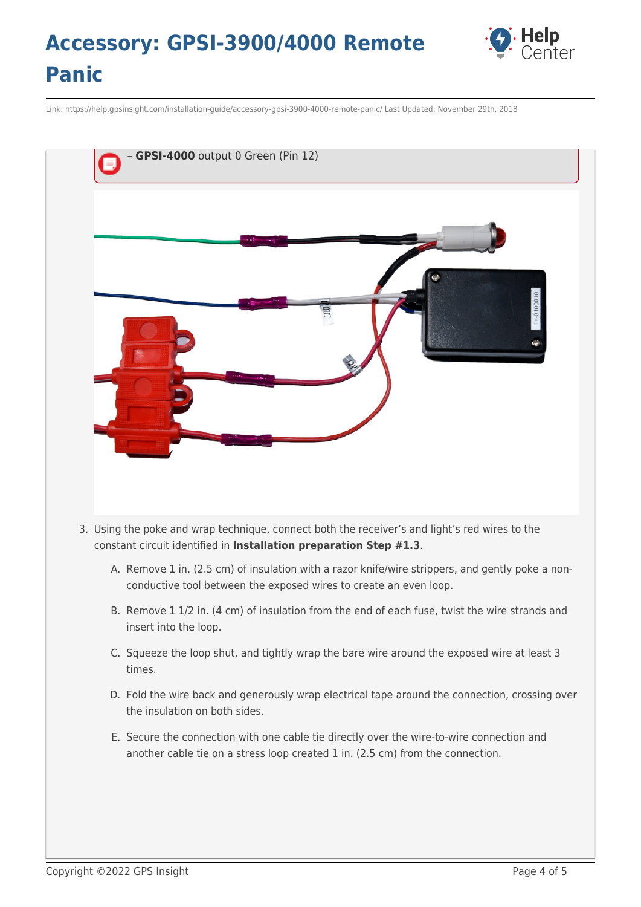– **GPSI-4000** output 0 Green (Pin 12)

3. Using the poke and wrap technique, connect both the receiver's and light's red wires to the constant circuit identified in **Installation preparation Step #1.3**.

   A. Remove 1 in. (2.5 cm) of insulation with a razor knife/wire strippers, and gently poke a non-conductive tool between the exposed wires to create an even loop.

   B. Remove 1 1/2 in. (4 cm) of insulation from the end of each fuse, twist the wire strands and insert into the loop.

   C. Squeeze the loop shut, and tightly wrap the bare wire around the exposed wire at least 3 times.

   D. Fold the wire back and generously wrap electrical tape around the connection, crossing over the insulation on both sides.

   E. Secure the connection with one cable tie directly over the wire-to-wire connection and another cable tie on a stress loop created 1 in. (2.5 cm) from the connection.